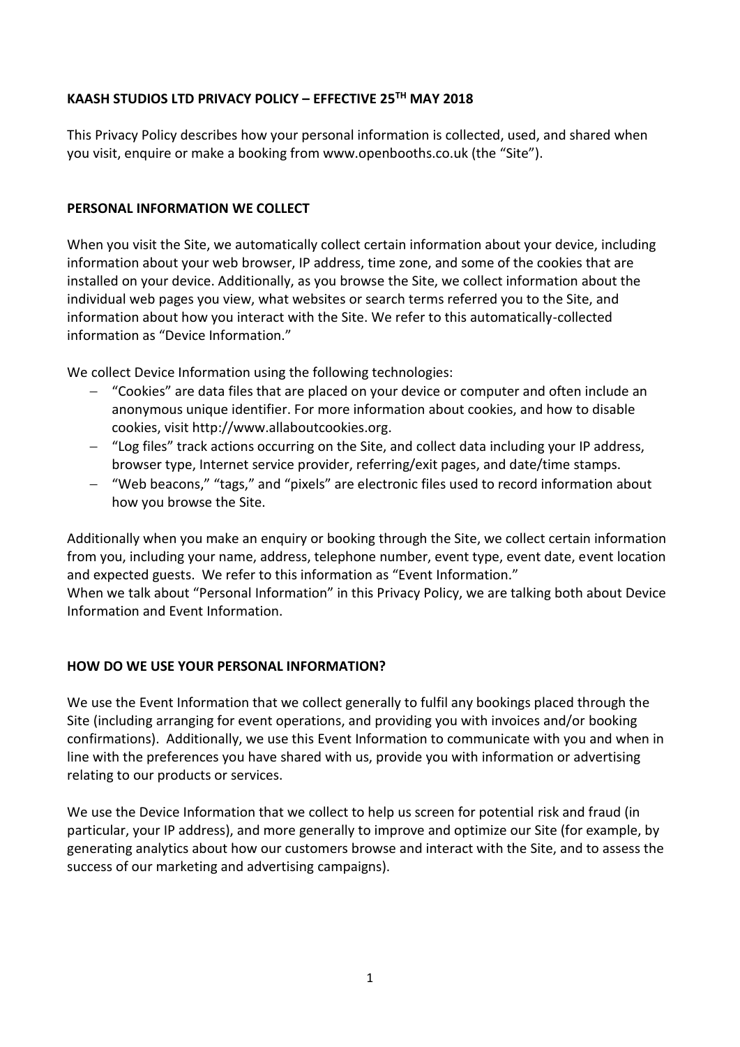## KAASH STUDIOS LTD PRIVACY POLICY – EFFECTIVE 25TH MAY 2018

This Privacy Policy describes how your personal information is collected, used, and shared when you visit, enquire or make a booking from www.openbooths.co.uk (the "Site").

### PERSONAL INFORMATION WE COLLECT

When you visit the Site, we automatically collect certain information about your device, including information about your web browser, IP address, time zone, and some of the cookies that are installed on your device. Additionally, as you browse the Site, we collect information about the individual web pages you view, what websites or search terms referred you to the Site, and information about how you interact with the Site. We refer to this automatically-collected information as "Device Information."

We collect Device Information using the following technologies:

- "Cookies" are data files that are placed on your device or computer and often include an anonymous unique identifier. For more information about cookies, and how to disable cookies, visit http://www.allaboutcookies.org.
- "Log files" track actions occurring on the Site, and collect data including your IP address, browser type, Internet service provider, referring/exit pages, and date/time stamps.
- "Web beacons," "tags," and "pixels" are electronic files used to record information about how you browse the Site.

Additionally when you make an enquiry or booking through the Site, we collect certain information from you, including your name, address, telephone number, event type, event date, event location and expected guests. We refer to this information as "Event Information."

When we talk about "Personal Information" in this Privacy Policy, we are talking both about Device Information and Event Information.

### HOW DO WE USE YOUR PERSONAL INFORMATION?

We use the Event Information that we collect generally to fulfil any bookings placed through the Site (including arranging for event operations, and providing you with invoices and/or booking confirmations). Additionally, we use this Event Information to communicate with you and when in line with the preferences you have shared with us, provide you with information or advertising relating to our products or services.

We use the Device Information that we collect to help us screen for potential risk and fraud (in particular, your IP address), and more generally to improve and optimize our Site (for example, by generating analytics about how our customers browse and interact with the Site, and to assess the success of our marketing and advertising campaigns).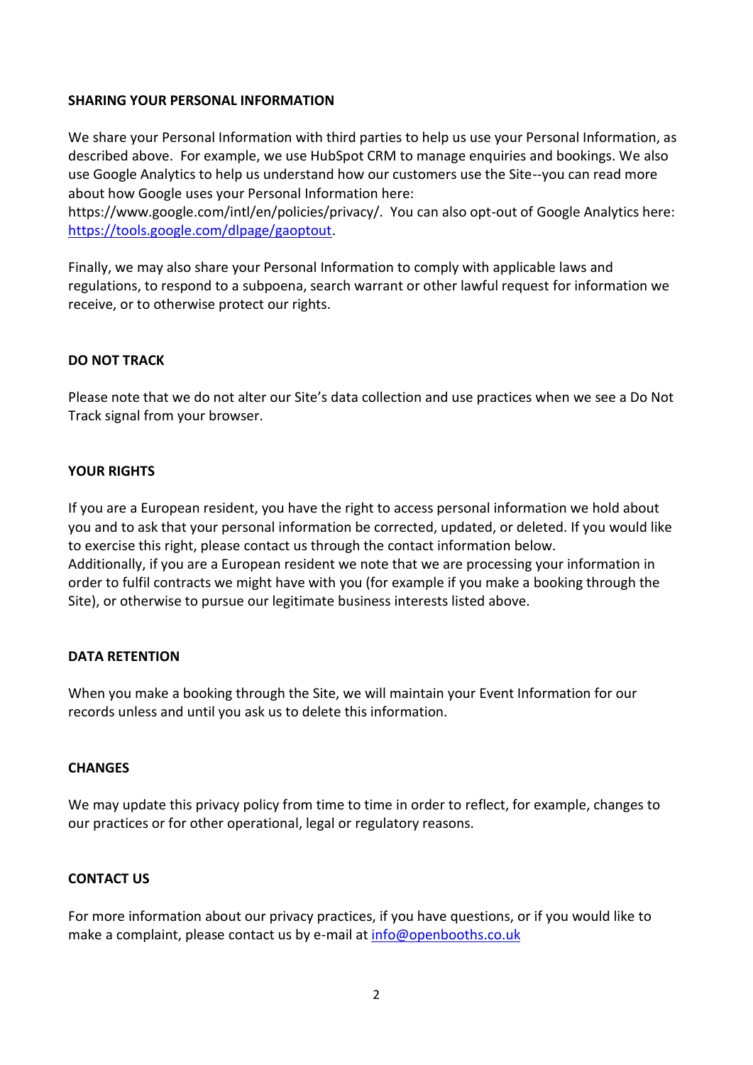## SHARING YOUR PERSONAL INFORMATION

We share your Personal Information with third parties to help us use your Personal Information, as described above. For example, we use HubSpot CRM to manage enquiries and bookings. We also use Google Analytics to help us understand how our customers use the Site--you can read more about how Google uses your Personal Information here: https://www.google.com/intl/en/policies/privacy/. You can also opt-out of Google Analytics here: [https://tools.google.com/dlpage/gaoptout](https://tools.google.com/dlpage/gaoptout).

Finally, we may also share your Personal Information to comply with applicable laws and regulations, to respond to a subpoena, search warrant or other lawful request for information we receive, or to otherwise protect our rights.

## DO NOT TRACK

Please note that we do not alter our Site's data collection and use practices when we see a Do Not Track signal from your browser.

## YOUR RIGHTS

If you are a European resident, you have the right to access personal information we hold about you and to ask that your personal information be corrected, updated, or deleted. If you would like to exercise this right, please contact us through the contact information below.
Additionally, if you are a European resident we note that we are processing your information in order to fulfil contracts we might have with you (for example if you make a booking through the Site), or otherwise to pursue our legitimate business interests listed above.

## DATA RETENTION

When you make a booking through the Site, we will maintain your Event Information for our records unless and until you ask us to delete this information.

## CHANGES

We may update this privacy policy from time to time in order to reflect, for example, changes to our practices or for other operational, legal or regulatory reasons.

## CONTACT US

For more information about our privacy practices, if you have questions, or if you would like to make a complaint, please contact us by e-mail at [info@openbooths.co.uk](mailto:info@openbooths.co.uk)